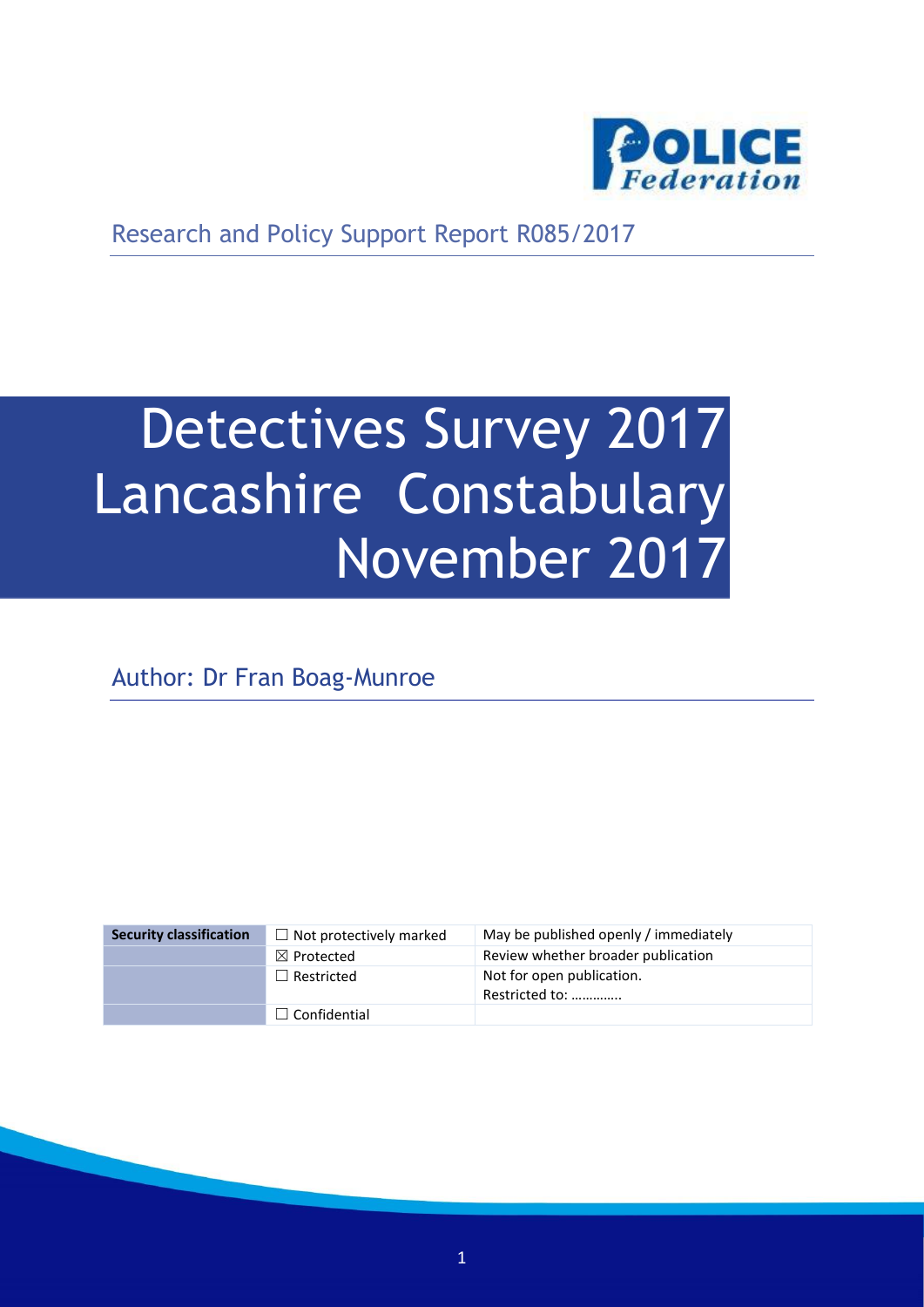Research and Policy Support Report R085/2017

# Detectives Survey 2017 Lancashire Constabulary November 2017

Author: Dr Fran Boag-Munroe

| Security classification | ☐ Not protectively marked | May be published openly / immediately |
| --- | --- | --- |
| | ☒ Protected | Review whether broader publication |
| | ☐ Restricted | Not for open publication. Restricted to: …………. |
| | ☐ Confidential | |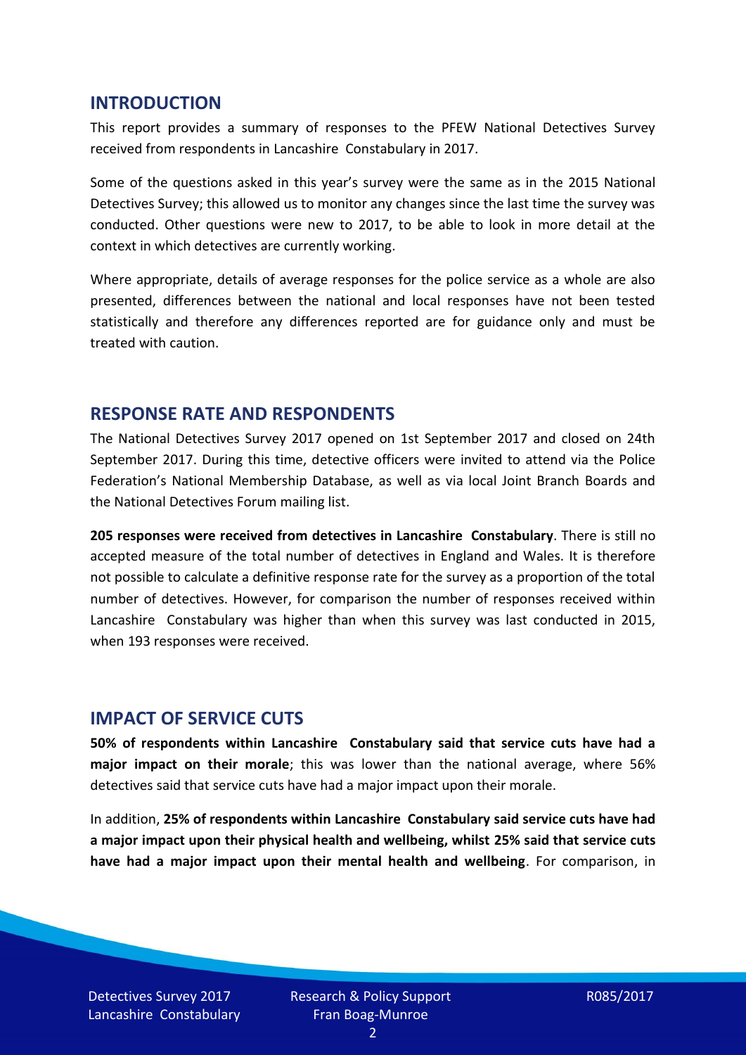## INTRODUCTION

This report provides a summary of responses to the PFEW National Detectives Survey received from respondents in Lancashire Constabulary in 2017.

Some of the questions asked in this year's survey were the same as in the 2015 National Detectives Survey; this allowed us to monitor any changes since the last time the survey was conducted. Other questions were new to 2017, to be able to look in more detail at the context in which detectives are currently working.

Where appropriate, details of average responses for the police service as a whole are also presented, differences between the national and local responses have not been tested statistically and therefore any differences reported are for guidance only and must be treated with caution.

## RESPONSE RATE AND RESPONDENTS

The National Detectives Survey 2017 opened on 1st September 2017 and closed on 24th September 2017. During this time, detective officers were invited to attend via the Police Federation's National Membership Database, as well as via local Joint Branch Boards and the National Detectives Forum mailing list.

**205 responses were received from detectives in Lancashire Constabulary**. There is still no accepted measure of the total number of detectives in England and Wales. It is therefore not possible to calculate a definitive response rate for the survey as a proportion of the total number of detectives. However, for comparison the number of responses received within Lancashire Constabulary was higher than when this survey was last conducted in 2015, when 193 responses were received.

## IMPACT OF SERVICE CUTS

**50% of respondents within Lancashire Constabulary said that service cuts have had a major impact on their morale**; this was lower than the national average, where 56% detectives said that service cuts have had a major impact upon their morale.

In addition, **25% of respondents within Lancashire Constabulary said service cuts have had a major impact upon their physical health and wellbeing, whilst 25% said that service cuts have had a major impact upon their mental health and wellbeing**. For comparison, in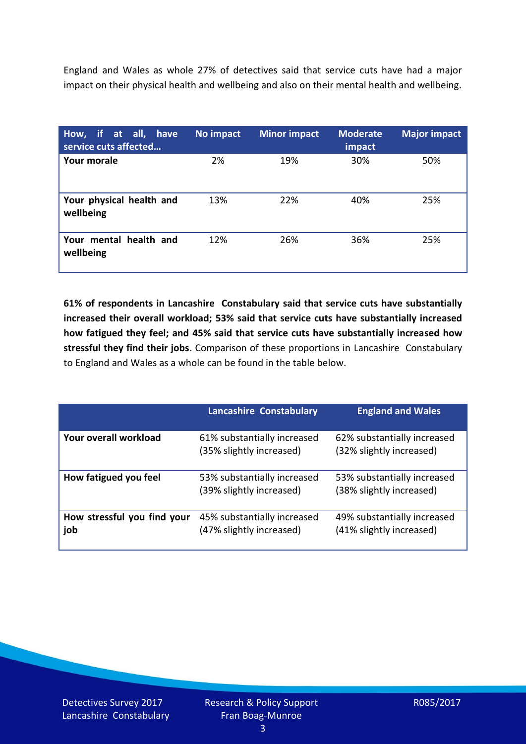England and Wales as whole 27% of detectives said that service cuts have had a major impact on their physical health and wellbeing and also on their mental health and wellbeing.

| How, if at all, have service cuts affected… | No impact | Minor impact | Moderate impact | Major impact |
|---|---|---|---|---|
| **Your morale** | 2% | 19% | 30% | 50% |
| **Your physical health and wellbeing** | 13% | 22% | 40% | 25% |
| **Your mental health and wellbeing** | 12% | 26% | 36% | 25% |

**61% of respondents in Lancashire Constabulary said that service cuts have substantially increased their overall workload; 53% said that service cuts have substantially increased how fatigued they feel; and 45% said that service cuts have substantially increased how stressful they find their jobs**. Comparison of these proportions in Lancashire Constabulary to England and Wales as a whole can be found in the table below.

| | Lancashire Constabulary | England and Wales |
|---|---|---|
| **Your overall workload** | 61% substantially increased (35% slightly increased) | 62% substantially increased (32% slightly increased) |
| **How fatigued you feel** | 53% substantially increased (39% slightly increased) | 53% substantially increased (38% slightly increased) |
| **How stressful you find your job** | 45% substantially increased (47% slightly increased) | 49% substantially increased (41% slightly increased) |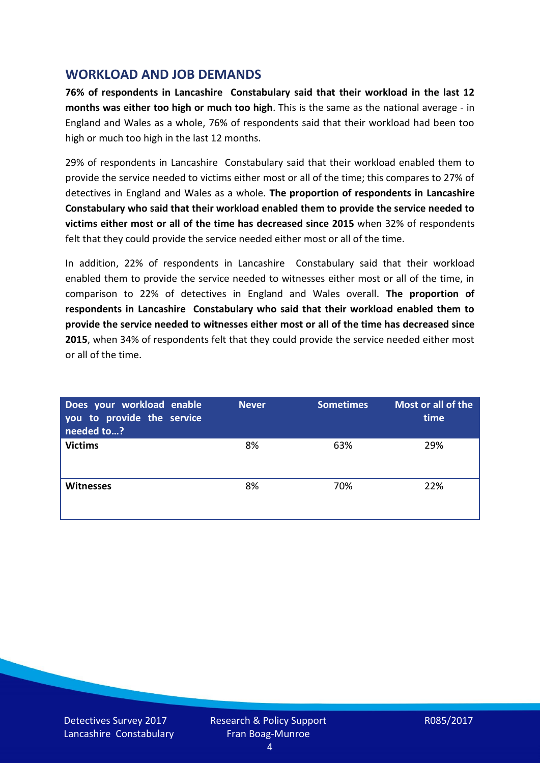## WORKLOAD AND JOB DEMANDS

**76% of respondents in Lancashire Constabulary said that their workload in the last 12 months was either too high or much too high**. This is the same as the national average - in England and Wales as a whole, 76% of respondents said that their workload had been too high or much too high in the last 12 months.

29% of respondents in Lancashire Constabulary said that their workload enabled them to provide the service needed to victims either most or all of the time; this compares to 27% of detectives in England and Wales as a whole. **The proportion of respondents in Lancashire Constabulary who said that their workload enabled them to provide the service needed to victims either most or all of the time has decreased since 2015** when 32% of respondents felt that they could provide the service needed either most or all of the time.

In addition, 22% of respondents in Lancashire Constabulary said that their workload enabled them to provide the service needed to witnesses either most or all of the time, in comparison to 22% of detectives in England and Wales overall. **The proportion of respondents in Lancashire Constabulary who said that their workload enabled them to provide the service needed to witnesses either most or all of the time has decreased since 2015**, when 34% of respondents felt that they could provide the service needed either most or all of the time.

| Does your workload enable you to provide the service needed to…? | Never | Sometimes | Most or all of the time |
|---|---|---|---|
| **Victims** | 8% | 63% | 29% |
| **Witnesses** | 8% | 70% | 22% |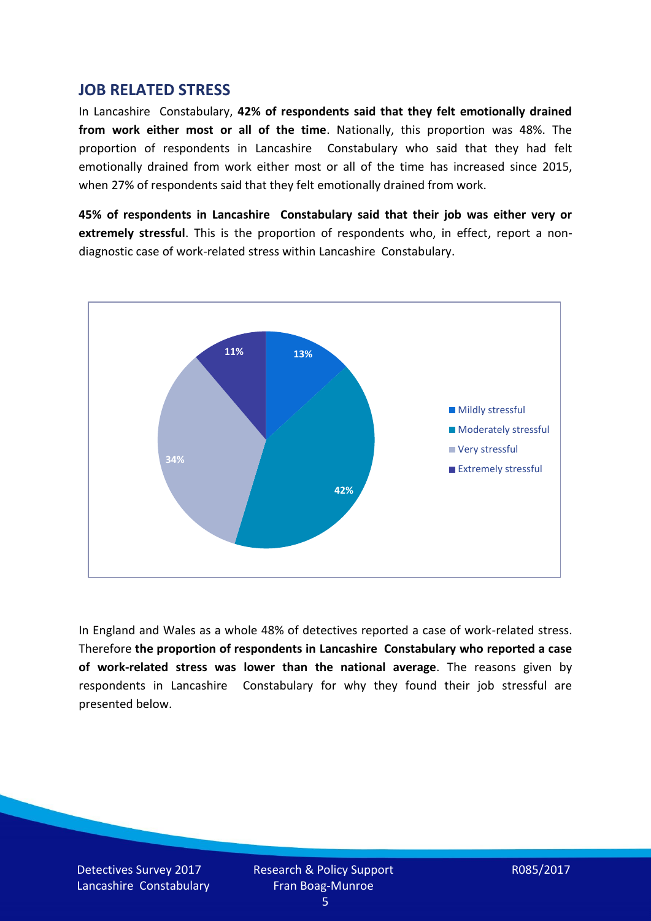## JOB RELATED STRESS

In Lancashire Constabulary, **42% of respondents said that they felt emotionally drained from work either most or all of the time**. Nationally, this proportion was 48%. The proportion of respondents in Lancashire Constabulary who said that they had felt emotionally drained from work either most or all of the time has increased since 2015, when 27% of respondents said that they felt emotionally drained from work.

**45% of respondents in Lancashire Constabulary said that their job was either very or extremely stressful**. This is the proportion of respondents who, in effect, report a non-diagnostic case of work-related stress within Lancashire Constabulary.

| Response | Percentage |
|---|---|
| Mildly stressful | 13% |
| Moderately stressful | 42% |
| Very stressful | 34% |
| Extremely stressful | 11% |

In England and Wales as a whole 48% of detectives reported a case of work-related stress. Therefore **the proportion of respondents in Lancashire Constabulary who reported a case of work-related stress was lower than the national average**. The reasons given by respondents in Lancashire Constabulary for why they found their job stressful are presented below.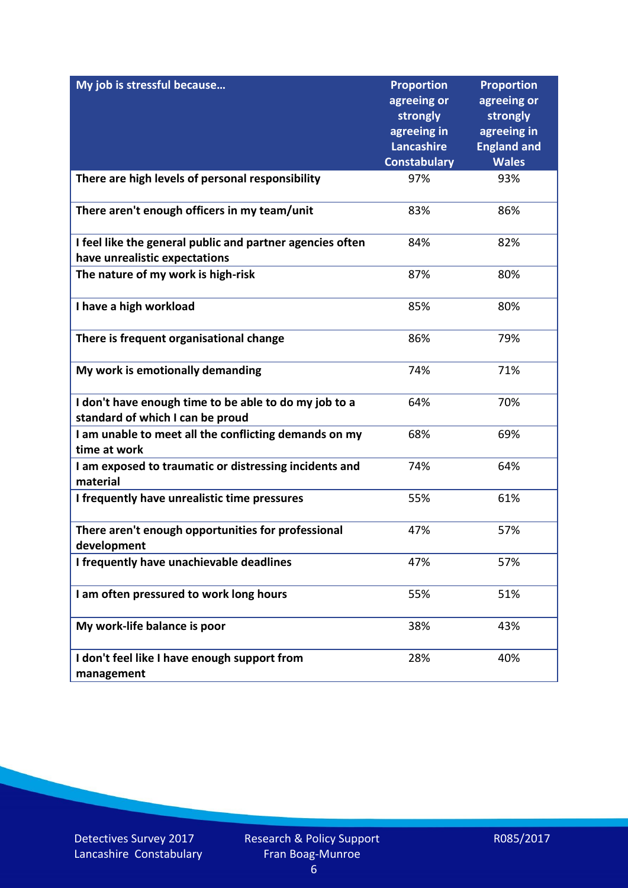| My job is stressful because… | Proportion agreeing or strongly agreeing in Lancashire Constabulary | Proportion agreeing or strongly agreeing in England and Wales |
|---|---|---|
| **There are high levels of personal responsibility** | 97% | 93% |
| **There aren't enough officers in my team/unit** | 83% | 86% |
| **I feel like the general public and partner agencies often have unrealistic expectations** | 84% | 82% |
| **The nature of my work is high-risk** | 87% | 80% |
| **I have a high workload** | 85% | 80% |
| **There is frequent organisational change** | 86% | 79% |
| **My work is emotionally demanding** | 74% | 71% |
| **I don't have enough time to be able to do my job to a standard of which I can be proud** | 64% | 70% |
| **I am unable to meet all the conflicting demands on my time at work** | 68% | 69% |
| **I am exposed to traumatic or distressing incidents and material** | 74% | 64% |
| **I frequently have unrealistic time pressures** | 55% | 61% |
| **There aren't enough opportunities for professional development** | 47% | 57% |
| **I frequently have unachievable deadlines** | 47% | 57% |
| **I am often pressured to work long hours** | 55% | 51% |
| **My work-life balance is poor** | 38% | 43% |
| **I don't feel like I have enough support from management** | 28% | 40% |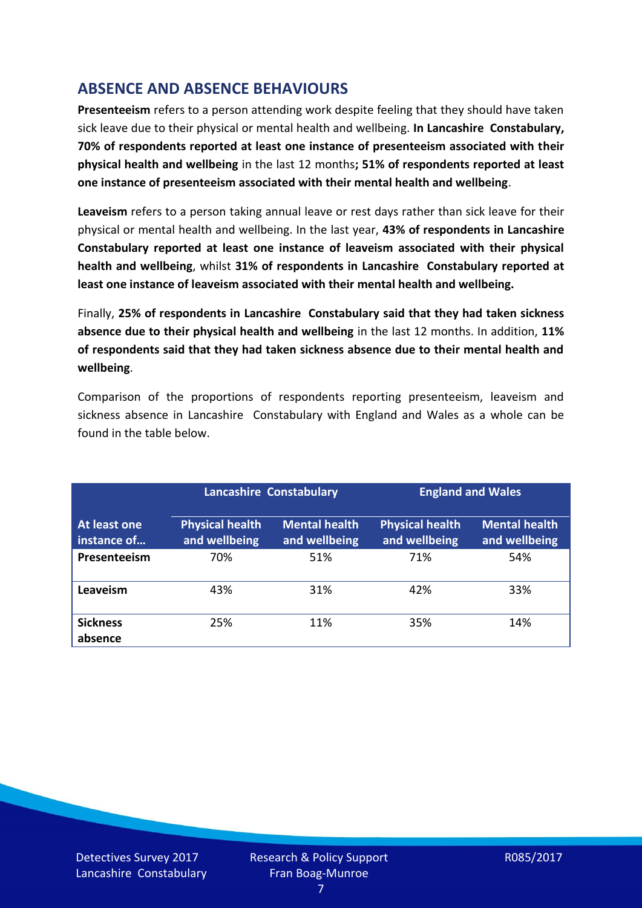## ABSENCE AND ABSENCE BEHAVIOURS

**Presenteeism** refers to a person attending work despite feeling that they should have taken sick leave due to their physical or mental health and wellbeing. **In Lancashire Constabulary, 70% of respondents reported at least one instance of presenteeism associated with their physical health and wellbeing** in the last 12 months**; 51% of respondents reported at least one instance of presenteeism associated with their mental health and wellbeing**.

**Leaveism** refers to a person taking annual leave or rest days rather than sick leave for their physical or mental health and wellbeing. In the last year, **43% of respondents in Lancashire Constabulary reported at least one instance of leaveism associated with their physical health and wellbeing**, whilst **31% of respondents in Lancashire Constabulary reported at least one instance of leaveism associated with their mental health and wellbeing.**

Finally, **25% of respondents in Lancashire Constabulary said that they had taken sickness absence due to their physical health and wellbeing** in the last 12 months. In addition, **11% of respondents said that they had taken sickness absence due to their mental health and wellbeing**.

Comparison of the proportions of respondents reporting presenteeism, leaveism and sickness absence in Lancashire Constabulary with England and Wales as a whole can be found in the table below.

| | Lancashire Constabulary | | England and Wales | |
|---|---|---|---|---|
| **At least one instance of…** | **Physical health and wellbeing** | **Mental health and wellbeing** | **Physical health and wellbeing** | **Mental health and wellbeing** |
| **Presenteeism** | 70% | 51% | 71% | 54% |
| **Leaveism** | 43% | 31% | 42% | 33% |
| **Sickness absence** | 25% | 11% | 35% | 14% |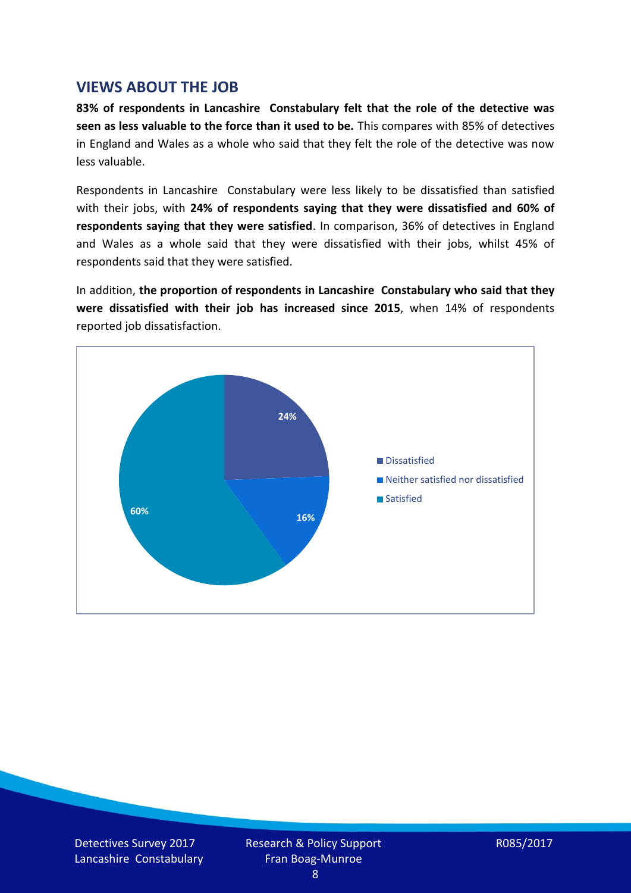## VIEWS ABOUT THE JOB

**83% of respondents in Lancashire Constabulary felt that the role of the detective was seen as less valuable to the force than it used to be.** This compares with 85% of detectives in England and Wales as a whole who said that they felt the role of the detective was now less valuable.

Respondents in Lancashire Constabulary were less likely to be dissatisfied than satisfied with their jobs, with **24% of respondents saying that they were dissatisfied and 60% of respondents saying that they were satisfied**. In comparison, 36% of detectives in England and Wales as a whole said that they were dissatisfied with their jobs, whilst 45% of respondents said that they were satisfied.

In addition, **the proportion of respondents in Lancashire Constabulary who said that they were dissatisfied with their job has increased since 2015**, when 14% of respondents reported job dissatisfaction.

| Response | Percentage |
|---|---|
| Dissatisfied | 24% |
| Neither satisfied nor dissatisfied | 16% |
| Satisfied | 60% |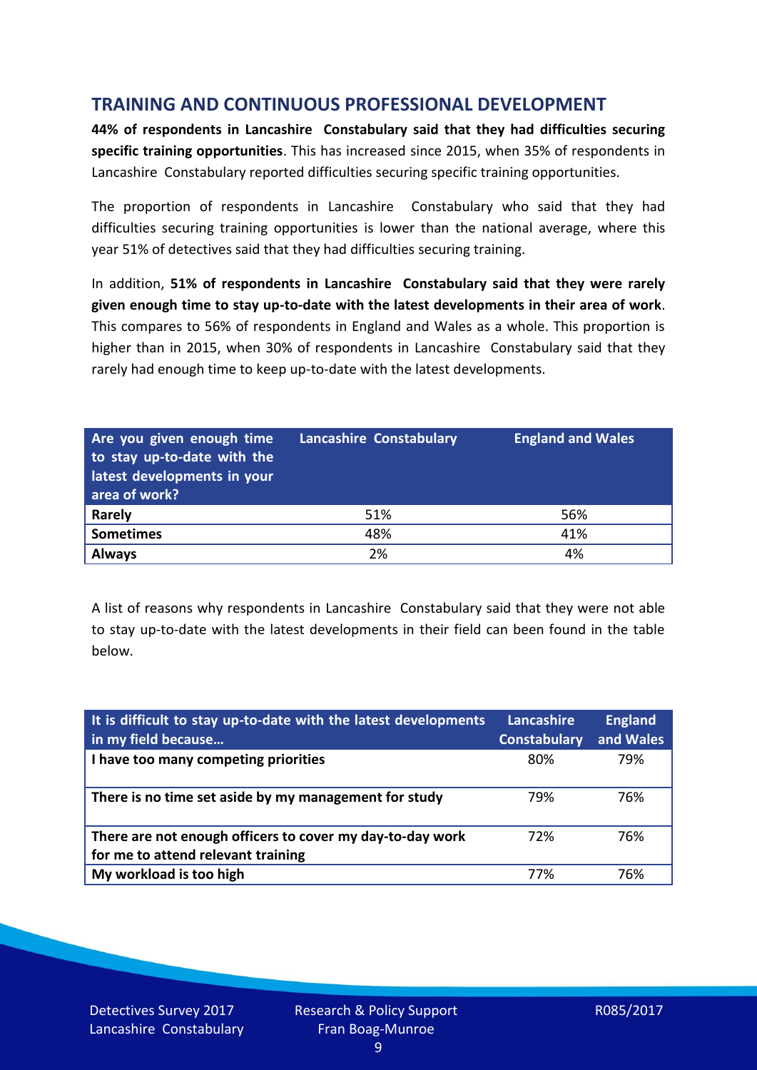## TRAINING AND CONTINUOUS PROFESSIONAL DEVELOPMENT

**44% of respondents in Lancashire Constabulary said that they had difficulties securing specific training opportunities**. This has increased since 2015, when 35% of respondents in Lancashire Constabulary reported difficulties securing specific training opportunities.

The proportion of respondents in Lancashire Constabulary who said that they had difficulties securing training opportunities is lower than the national average, where this year 51% of detectives said that they had difficulties securing training.

In addition, **51% of respondents in Lancashire Constabulary said that they were rarely given enough time to stay up-to-date with the latest developments in their area of work**. This compares to 56% of respondents in England and Wales as a whole. This proportion is higher than in 2015, when 30% of respondents in Lancashire Constabulary said that they rarely had enough time to keep up-to-date with the latest developments.

| Are you given enough time to stay up-to-date with the latest developments in your area of work? | Lancashire Constabulary | England and Wales |
|---|---|---|
| **Rarely** | 51% | 56% |
| **Sometimes** | 48% | 41% |
| **Always** | 2% | 4% |

A list of reasons why respondents in Lancashire Constabulary said that they were not able to stay up-to-date with the latest developments in their field can been found in the table below.

| It is difficult to stay up-to-date with the latest developments in my field because… | Lancashire Constabulary | England and Wales |
|---|---|---|
| **I have too many competing priorities** | 80% | 79% |
| **There is no time set aside by my management for study** | 79% | 76% |
| **There are not enough officers to cover my day-to-day work for me to attend relevant training** | 72% | 76% |
| **My workload is too high** | 77% | 76% |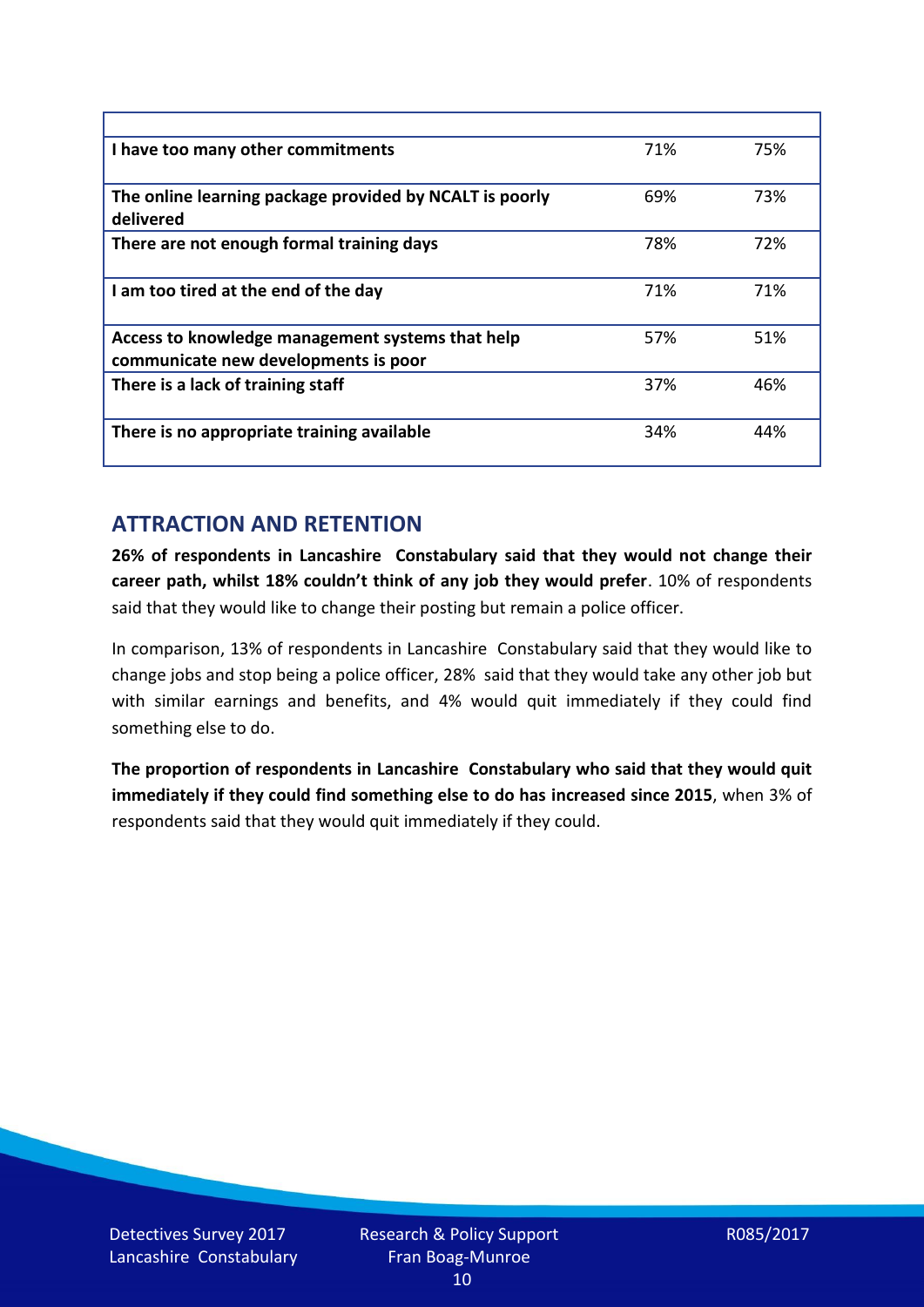| | | |
|---|---|---|
| **I have too many other commitments** | 71% | 75% |
| **The online learning package provided by NCALT is poorly delivered** | 69% | 73% |
| **There are not enough formal training days** | 78% | 72% |
| **I am too tired at the end of the day** | 71% | 71% |
| **Access to knowledge management systems that help communicate new developments is poor** | 57% | 51% |
| **There is a lack of training staff** | 37% | 46% |
| **There is no appropriate training available** | 34% | 44% |

## ATTRACTION AND RETENTION

**26% of respondents in Lancashire Constabulary said that they would not change their career path, whilst 18% couldn't think of any job they would prefer**. 10% of respondents said that they would like to change their posting but remain a police officer.

In comparison, 13% of respondents in Lancashire Constabulary said that they would like to change jobs and stop being a police officer, 28% said that they would take any other job but with similar earnings and benefits, and 4% would quit immediately if they could find something else to do.

**The proportion of respondents in Lancashire Constabulary who said that they would quit immediately if they could find something else to do has increased since 2015**, when 3% of respondents said that they would quit immediately if they could.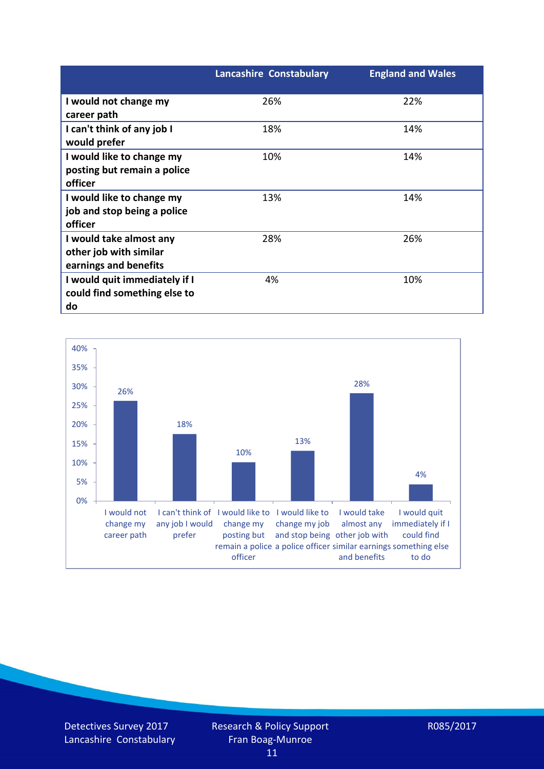| | Lancashire Constabulary | England and Wales |
|---|---|---|
| I would not change my career path | 26% | 22% |
| I can't think of any job I would prefer | 18% | 14% |
| I would like to change my posting but remain a police officer | 10% | 14% |
| I would like to change my job and stop being a police officer | 13% | 14% |
| I would take almost any other job with similar earnings and benefits | 28% | 26% |
| I would quit immediately if I could find something else to do | 4% | 10% |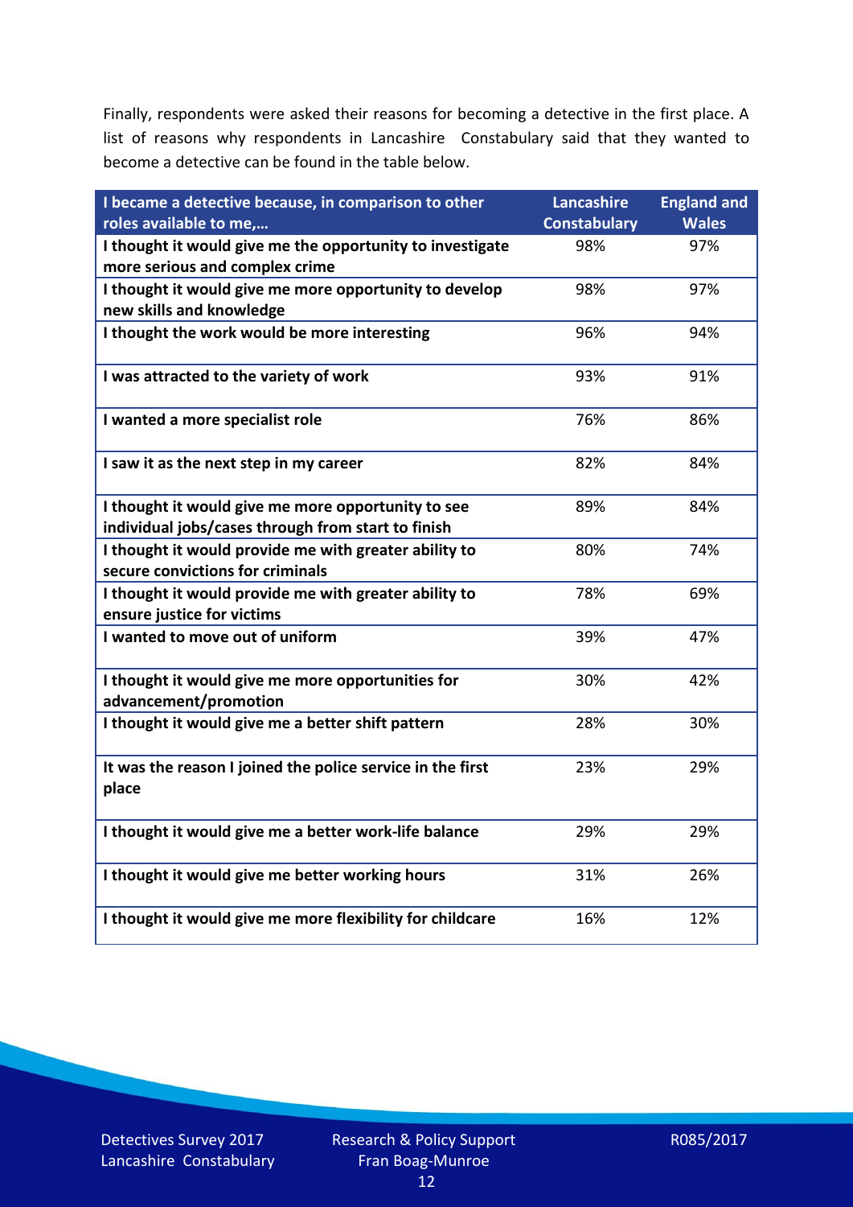Finally, respondents were asked their reasons for becoming a detective in the first place. A list of reasons why respondents in Lancashire Constabulary said that they wanted to become a detective can be found in the table below.

| I became a detective because, in comparison to other roles available to me,… | Lancashire Constabulary | England and Wales |
|---|---|---|
| I thought it would give me the opportunity to investigate more serious and complex crime | 98% | 97% |
| I thought it would give me more opportunity to develop new skills and knowledge | 98% | 97% |
| I thought the work would be more interesting | 96% | 94% |
| I was attracted to the variety of work | 93% | 91% |
| I wanted a more specialist role | 76% | 86% |
| I saw it as the next step in my career | 82% | 84% |
| I thought it would give me more opportunity to see individual jobs/cases through from start to finish | 89% | 84% |
| I thought it would provide me with greater ability to secure convictions for criminals | 80% | 74% |
| I thought it would provide me with greater ability to ensure justice for victims | 78% | 69% |
| I wanted to move out of uniform | 39% | 47% |
| I thought it would give me more opportunities for advancement/promotion | 30% | 42% |
| I thought it would give me a better shift pattern | 28% | 30% |
| It was the reason I joined the police service in the first place | 23% | 29% |
| I thought it would give me a better work-life balance | 29% | 29% |
| I thought it would give me better working hours | 31% | 26% |
| I thought it would give me more flexibility for childcare | 16% | 12% |